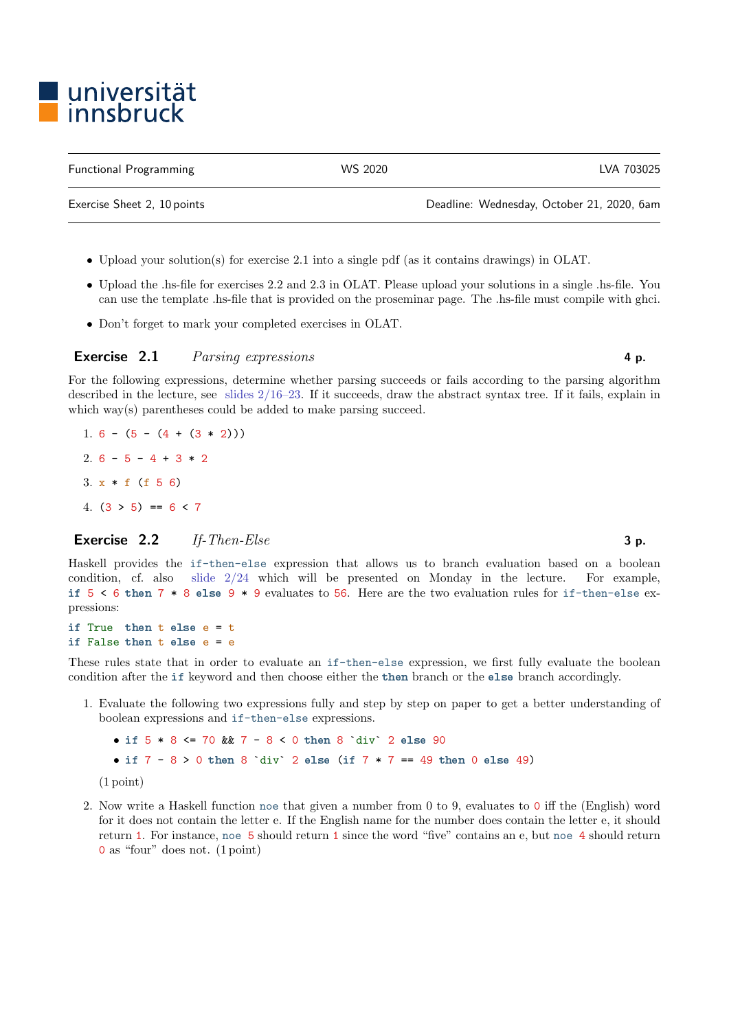universität innsbruck

| Functional Programming | WS 2020 | LVA 703025 |
|---|---|---|
| Exercise Sheet 2, 10 points | | Deadline: Wednesday, October 21, 2020, 6am |

- Upload your solution(s) for exercise 2.1 into a single pdf (as it contains drawings) in OLAT.
- Upload the .hs-file for exercises 2.2 and 2.3 in OLAT. Please upload your solutions in a single .hs-file. You can use the template .hs-file that is provided on the proseminar page. The .hs-file must compile with ghci.
- Don't forget to mark your completed exercises in OLAT.

## Exercise 2.1 *Parsing expressions* **4 p.**

For the following expressions, determine whether parsing succeeds or fails according to the parsing algorithm described in the lecture, see slides 2/16–23. If it succeeds, draw the abstract syntax tree. If it fails, explain in which way(s) parentheses could be added to make parsing succeed.

1. `6 - (5 - (4 + (3 * 2)))`
2. `6 - 5 - 4 + 3 * 2`
3. `x * f (f 5 6)`
4. `(3 > 5) == 6 < 7`

## Exercise 2.2 *If-Then-Else* **3 p.**

Haskell provides the `if-then-else` expression that allows us to branch evaluation based on a boolean condition, cf. also slide 2/24 which will be presented on Monday in the lecture. For example, `if 5 < 6 then 7 * 8 else 9 * 9` evaluates to `56`. Here are the two evaluation rules for `if-then-else` expressions:

```
if True  then t else e = t
if False then t else e = e
```

These rules state that in order to evaluate an `if-then-else` expression, we first fully evaluate the boolean condition after the **if** keyword and then choose either the **then** branch or the **else** branch accordingly.

1. Evaluate the following two expressions fully and step by step on paper to get a better understanding of boolean expressions and `if-then-else` expressions.
   - `if 5 * 8 <= 70 && 7 - 8 < 0 then 8 `div` 2 else 90`
   - `if 7 - 8 > 0 then 8 `div` 2 else (if 7 * 7 == 49 then 0 else 49)`

   (1 point)

2. Now write a Haskell function `noe` that given a number from 0 to 9, evaluates to `0` iff the (English) word for it does not contain the letter e. If the English name for the number does contain the letter e, it should return `1`. For instance, `noe 5` should return `1` since the word "five" contains an e, but `noe 4` should return `0` as "four" does not. (1 point)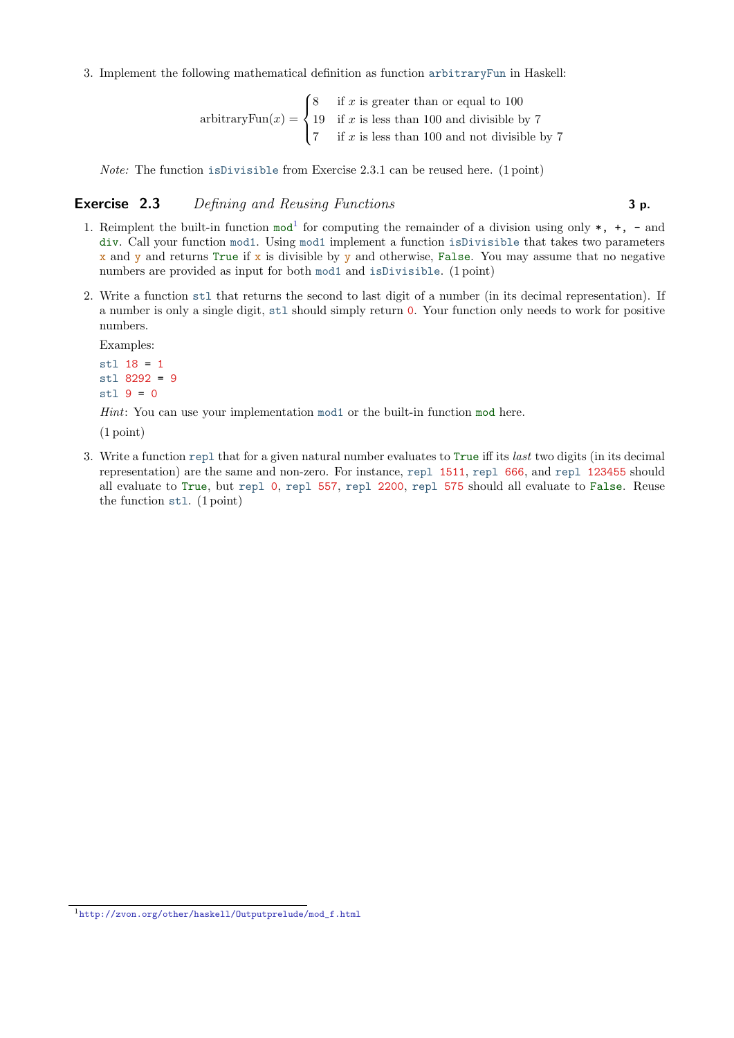3. Implement the following mathematical definition as function `arbitraryFun` in Haskell:

$$\text{arbitraryFun}(x) = \begin{cases} 8 & \text{if } x \text{ is greater than or equal to 100} \\ 19 & \text{if } x \text{ is less than 100 and divisible by 7} \\ 7 & \text{if } x \text{ is less than 100 and not divisible by 7} \end{cases}$$

   *Note:* The function `isDivisible` from Exercise 2.3.1 can be reused here. (1 point)

## Exercise 2.3 *Defining and Reusing Functions* **3 p.**

1. Reimplent the built-in function `mod`[1] for computing the remainder of a division using only `*`, `+`, `-` and `div`. Call your function `mod1`. Using `mod1` implement a function `isDivisible` that takes two parameters `x` and `y` and returns `True` if `x` is divisible by `y` and otherwise, `False`. You may assume that no negative numbers are provided as input for both `mod1` and `isDivisible`. (1 point)

2. Write a function `stl` that returns the second to last digit of a number (in its decimal representation). If a number is only a single digit, `stl` should simply return `0`. Your function only needs to work for positive numbers.

   Examples:

   ```
   stl 18 = 1
   stl 8292 = 9
   stl 9 = 0
   ```

   *Hint*: You can use your implementation `mod1` or the built-in function `mod` here.

   (1 point)

3. Write a function `repl` that for a given natural number evaluates to `True` iff its *last* two digits (in its decimal representation) are the same and non-zero. For instance, `repl 1511`, `repl 666`, and `repl 123455` should all evaluate to `True`, but `repl 0`, `repl 557`, `repl 2200`, `repl 575` should all evaluate to `False`. Reuse the function `stl`. (1 point)

---

[1] http://zvon.org/other/haskell/Outputprelude/mod_f.html